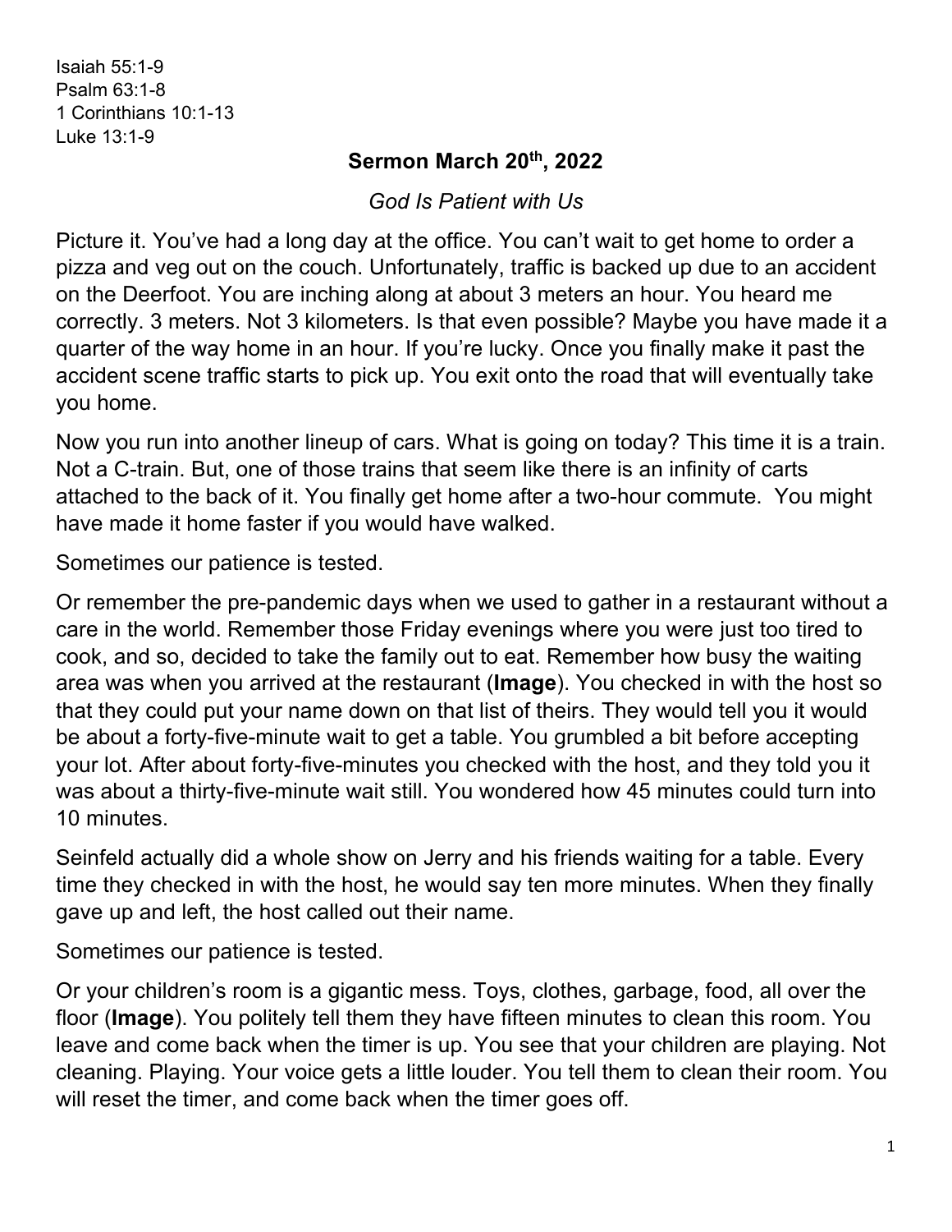Isaiah 55:1-9
Psalm 63:1-8
1 Corinthians 10:1-13
Luke 13:1-9

## Sermon March 20th, 2022

*God Is Patient with Us*

Picture it. You've had a long day at the office. You can't wait to get home to order a pizza and veg out on the couch. Unfortunately, traffic is backed up due to an accident on the Deerfoot. You are inching along at about 3 meters an hour. You heard me correctly. 3 meters. Not 3 kilometers. Is that even possible? Maybe you have made it a quarter of the way home in an hour. If you're lucky. Once you finally make it past the accident scene traffic starts to pick up. You exit onto the road that will eventually take you home.

Now you run into another lineup of cars. What is going on today? This time it is a train. Not a C-train. But, one of those trains that seem like there is an infinity of carts attached to the back of it. You finally get home after a two-hour commute. You might have made it home faster if you would have walked.

Sometimes our patience is tested.

Or remember the pre-pandemic days when we used to gather in a restaurant without a care in the world. Remember those Friday evenings where you were just too tired to cook, and so, decided to take the family out to eat. Remember how busy the waiting area was when you arrived at the restaurant (**Image**). You checked in with the host so that they could put your name down on that list of theirs. They would tell you it would be about a forty-five-minute wait to get a table. You grumbled a bit before accepting your lot. After about forty-five-minutes you checked with the host, and they told you it was about a thirty-five-minute wait still. You wondered how 45 minutes could turn into 10 minutes.

Seinfeld actually did a whole show on Jerry and his friends waiting for a table. Every time they checked in with the host, he would say ten more minutes. When they finally gave up and left, the host called out their name.

Sometimes our patience is tested.

Or your children's room is a gigantic mess. Toys, clothes, garbage, food, all over the floor (**Image**). You politely tell them they have fifteen minutes to clean this room. You leave and come back when the timer is up. You see that your children are playing. Not cleaning. Playing. Your voice gets a little louder. You tell them to clean their room. You will reset the timer, and come back when the timer goes off.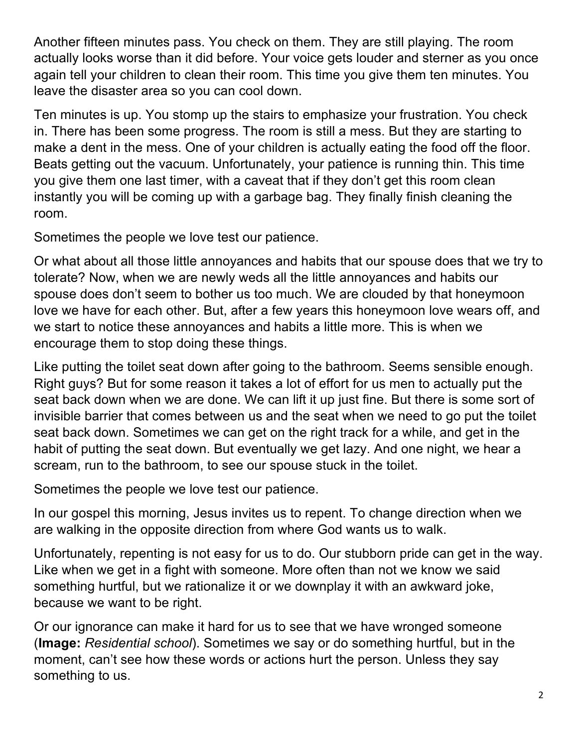Another fifteen minutes pass. You check on them. They are still playing. The room actually looks worse than it did before. Your voice gets louder and sterner as you once again tell your children to clean their room. This time you give them ten minutes. You leave the disaster area so you can cool down.

Ten minutes is up. You stomp up the stairs to emphasize your frustration. You check in. There has been some progress. The room is still a mess. But they are starting to make a dent in the mess. One of your children is actually eating the food off the floor. Beats getting out the vacuum. Unfortunately, your patience is running thin. This time you give them one last timer, with a caveat that if they don't get this room clean instantly you will be coming up with a garbage bag. They finally finish cleaning the room.

Sometimes the people we love test our patience.

Or what about all those little annoyances and habits that our spouse does that we try to tolerate? Now, when we are newly weds all the little annoyances and habits our spouse does don't seem to bother us too much. We are clouded by that honeymoon love we have for each other. But, after a few years this honeymoon love wears off, and we start to notice these annoyances and habits a little more. This is when we encourage them to stop doing these things.

Like putting the toilet seat down after going to the bathroom. Seems sensible enough. Right guys? But for some reason it takes a lot of effort for us men to actually put the seat back down when we are done. We can lift it up just fine. But there is some sort of invisible barrier that comes between us and the seat when we need to go put the toilet seat back down. Sometimes we can get on the right track for a while, and get in the habit of putting the seat down. But eventually we get lazy. And one night, we hear a scream, run to the bathroom, to see our spouse stuck in the toilet.

Sometimes the people we love test our patience.

In our gospel this morning, Jesus invites us to repent. To change direction when we are walking in the opposite direction from where God wants us to walk.

Unfortunately, repenting is not easy for us to do. Our stubborn pride can get in the way. Like when we get in a fight with someone. More often than not we know we said something hurtful, but we rationalize it or we downplay it with an awkward joke, because we want to be right.

Or our ignorance can make it hard for us to see that we have wronged someone (**Image:** *Residential school*). Sometimes we say or do something hurtful, but in the moment, can't see how these words or actions hurt the person. Unless they say something to us.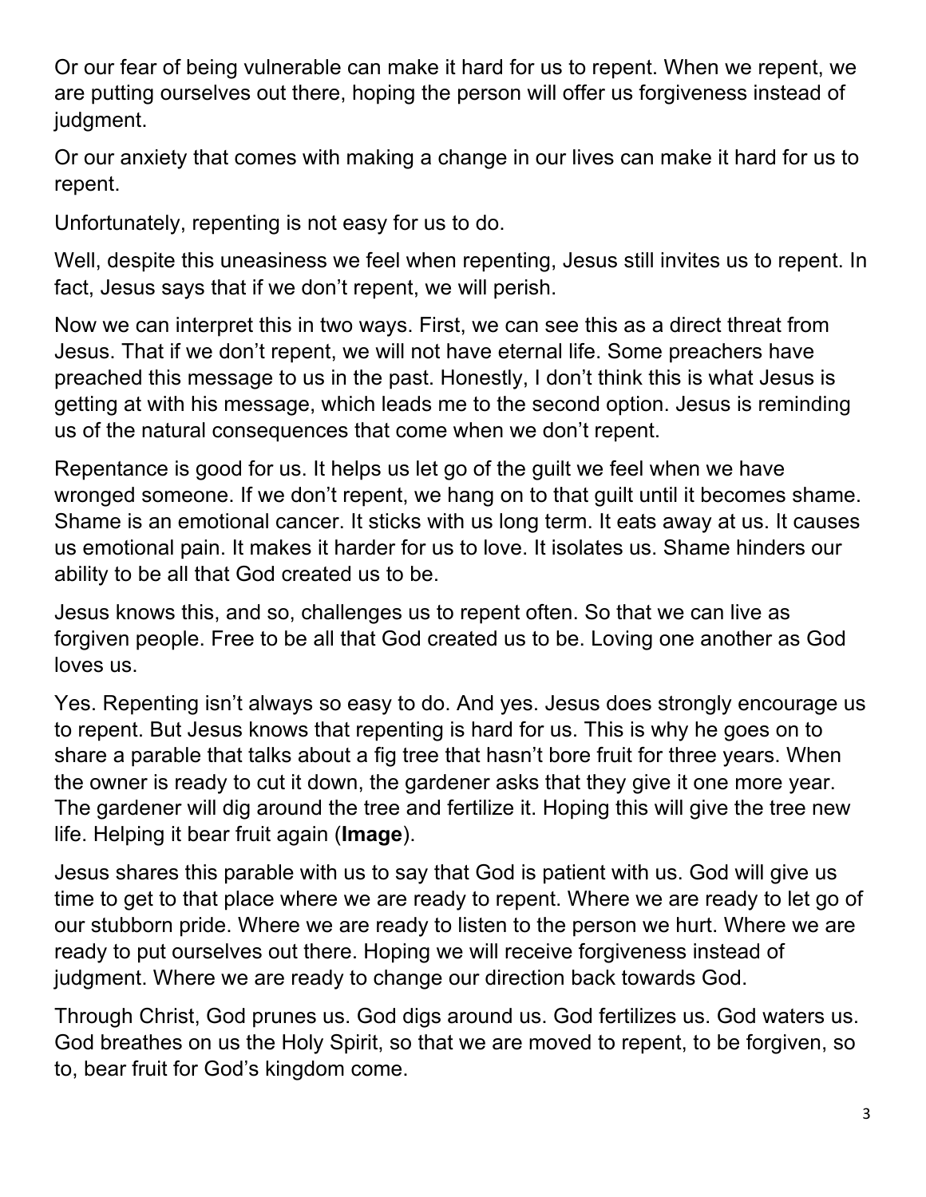Or our fear of being vulnerable can make it hard for us to repent. When we repent, we are putting ourselves out there, hoping the person will offer us forgiveness instead of judgment.

Or our anxiety that comes with making a change in our lives can make it hard for us to repent.

Unfortunately, repenting is not easy for us to do.

Well, despite this uneasiness we feel when repenting, Jesus still invites us to repent. In fact, Jesus says that if we don't repent, we will perish.

Now we can interpret this in two ways. First, we can see this as a direct threat from Jesus. That if we don't repent, we will not have eternal life. Some preachers have preached this message to us in the past. Honestly, I don't think this is what Jesus is getting at with his message, which leads me to the second option. Jesus is reminding us of the natural consequences that come when we don't repent.

Repentance is good for us. It helps us let go of the guilt we feel when we have wronged someone. If we don't repent, we hang on to that guilt until it becomes shame. Shame is an emotional cancer. It sticks with us long term. It eats away at us. It causes us emotional pain. It makes it harder for us to love. It isolates us. Shame hinders our ability to be all that God created us to be.

Jesus knows this, and so, challenges us to repent often. So that we can live as forgiven people. Free to be all that God created us to be. Loving one another as God loves us.

Yes. Repenting isn't always so easy to do. And yes. Jesus does strongly encourage us to repent. But Jesus knows that repenting is hard for us. This is why he goes on to share a parable that talks about a fig tree that hasn't bore fruit for three years. When the owner is ready to cut it down, the gardener asks that they give it one more year. The gardener will dig around the tree and fertilize it. Hoping this will give the tree new life. Helping it bear fruit again (**Image**).

Jesus shares this parable with us to say that God is patient with us. God will give us time to get to that place where we are ready to repent. Where we are ready to let go of our stubborn pride. Where we are ready to listen to the person we hurt. Where we are ready to put ourselves out there. Hoping we will receive forgiveness instead of judgment. Where we are ready to change our direction back towards God.

Through Christ, God prunes us. God digs around us. God fertilizes us. God waters us. God breathes on us the Holy Spirit, so that we are moved to repent, to be forgiven, so to, bear fruit for God's kingdom come.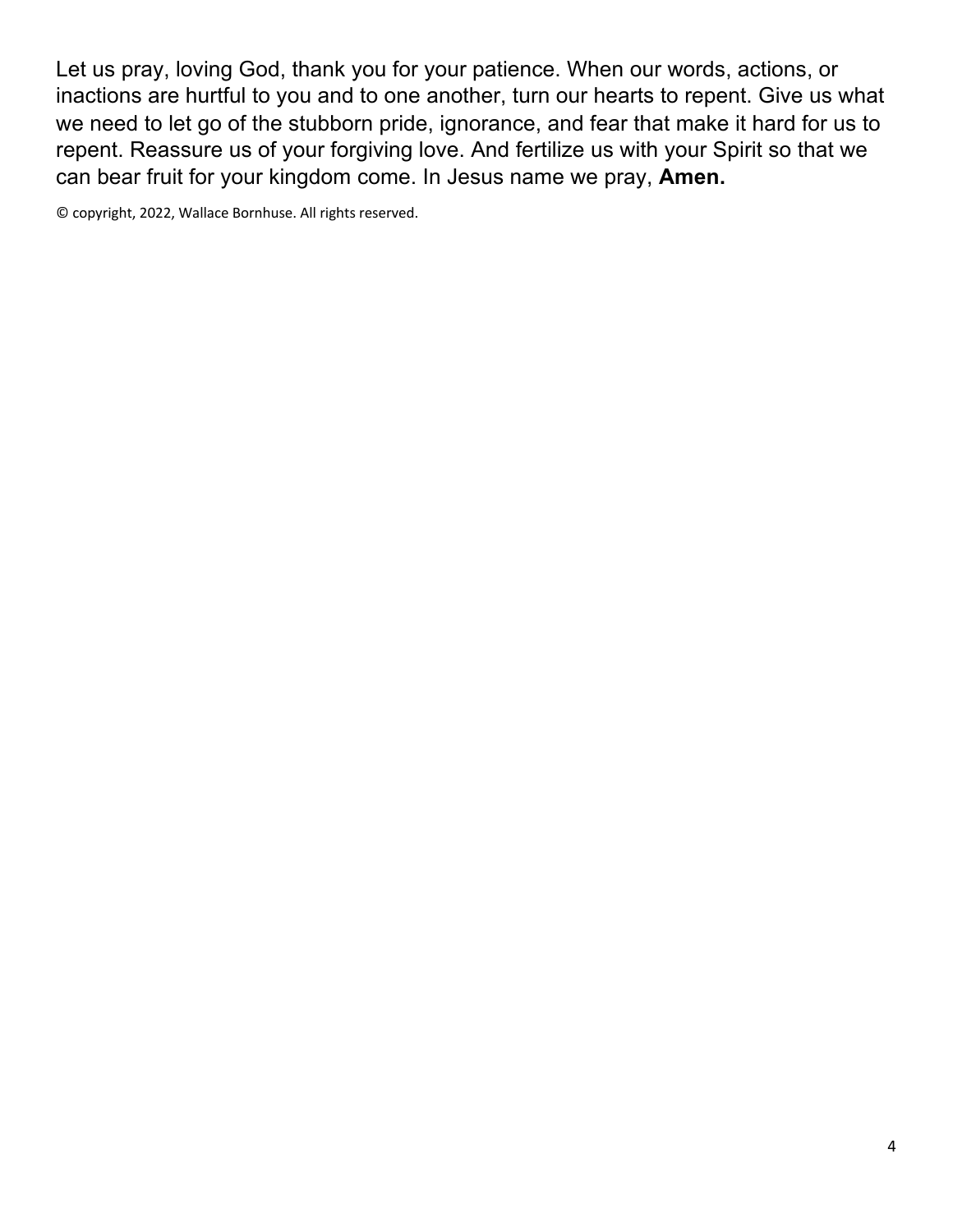Let us pray, loving God, thank you for your patience. When our words, actions, or inactions are hurtful to you and to one another, turn our hearts to repent. Give us what we need to let go of the stubborn pride, ignorance, and fear that make it hard for us to repent. Reassure us of your forgiving love. And fertilize us with your Spirit so that we can bear fruit for your kingdom come. In Jesus name we pray, **Amen.**

© copyright, 2022, Wallace Bornhuse. All rights reserved.